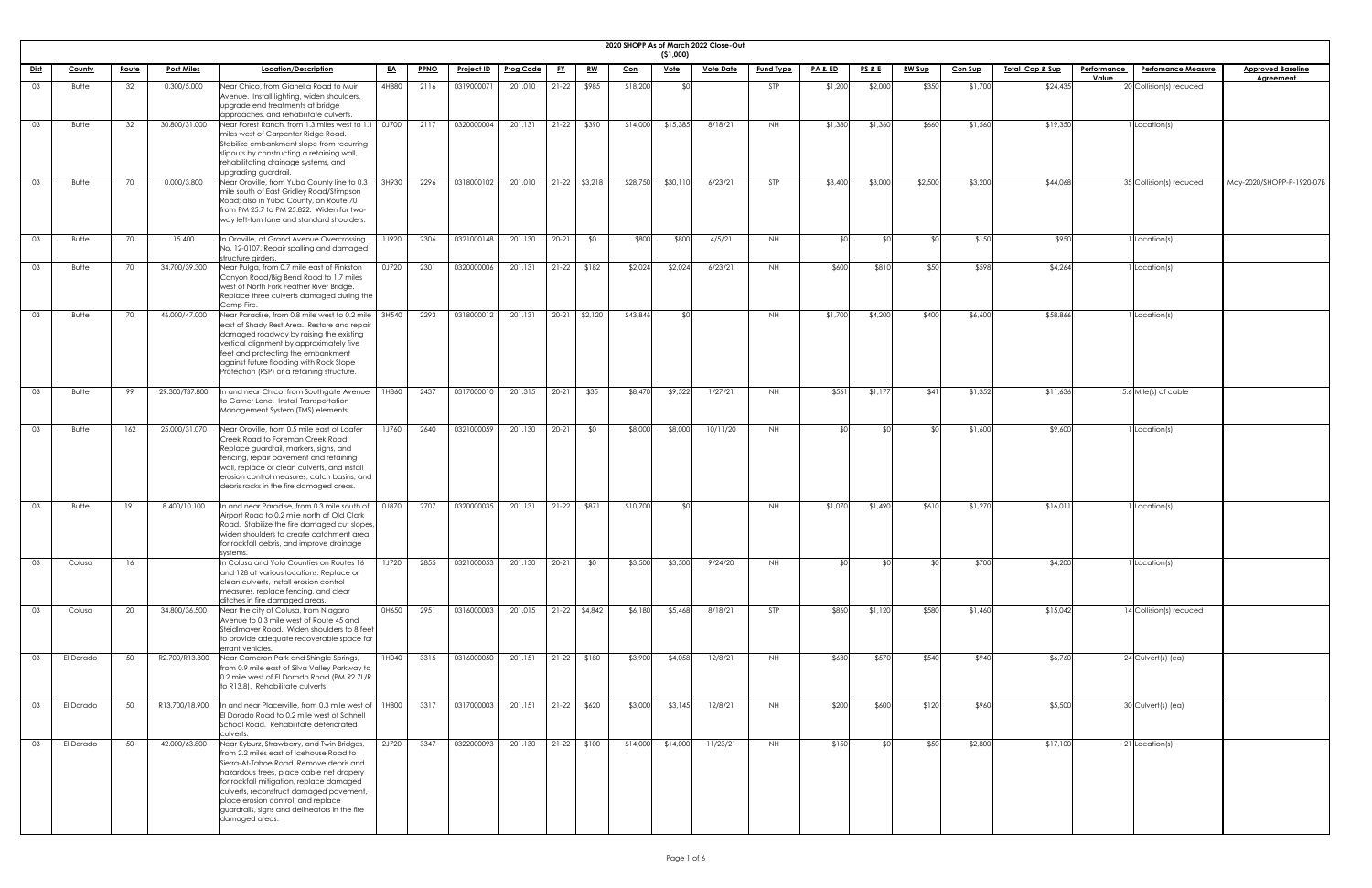# 2020 SHOPP As of March 2022 Close-Out

($1,000)

| Dist | County | Route | Post Miles | Location/Description | EA | PPNO | Project ID | Prog Code | FY | RW | Con | Vote | Vote Date | Fund Type | PA & ED | PS & E | RW Sup | Con Sup | Total Cap & Sup | Performance Value | Perfomance Measure | Approved Baseline Agreement |
|---|---|---|---|---|---|---|---|---|---|---|---|---|---|---|---|---|---|---|---|---|---|---|
| 03 | Butte | 32 | 0.300/5.000 | Near Chico, from Gianella Road to Muir Avenue. Install lighting, widen shoulders, upgrade end treatments at bridge approaches, and rehabilitate culverts. | 4H880 | 2116 | 0319000071 | 201.010 | 21-22 | $985 | $18,200 | $0 | | STP | $1,200 | $2,000 | $350 | $1,700 | $24,435 | 20 | Collision(s) reduced | |
| 03 | Butte | 32 | 30.800/31.000 | Near Forest Ranch, from 1.3 miles west to 1.1 miles west of Carpenter Ridge Road. Stabilize embankment slope from recurring slipouts by constructing a retaining wall, rehabilitating drainage systems, and upgrading guardrail. | 0J700 | 2117 | 0320000004 | 201.131 | 21-22 | $390 | $14,000 | $15,385 | 8/18/21 | NH | $1,380 | $1,360 | $660 | $1,560 | $19,350 | 1 | Location(s) | |
| 03 | Butte | 70 | 0.000/3.800 | Near Oroville, from Yuba County line to 0.3 mile south of East Gridley Road/Stimpson Road; also in Yuba County, on Route 70 from PM 25.7 to PM 25.822. Widen for two-way left-turn lane and standard shoulders. | 3H930 | 2296 | 0318000102 | 201.010 | 21-22 | $3,218 | $28,750 | $30,110 | 6/23/21 | STP | $3,400 | $3,000 | $2,500 | $3,200 | $44,068 | 35 | Collision(s) reduced | May-2020/SHOPP-P-1920-07B |
| 03 | Butte | 70 | 15.400 | In Oroville, at Grand Avenue Overcrossing No. 12-0107. Repair spalling and damaged structure girders. | 1J920 | 2306 | 0321000148 | 201.130 | 20-21 | $0 | $800 | $800 | 4/5/21 | NH | $0 | $0 | $0 | $150 | $950 | 1 | Location(s) | |
| 03 | Butte | 70 | 34.700/39.300 | Near Pulga, from 0.7 mile east of Pinkston Canyon Road/Big Bend Road to 1.7 miles west of North Fork Feather River Bridge. Replace three culverts damaged during the Camp Fire. | 0J720 | 2301 | 0320000006 | 201.131 | 21-22 | $182 | $2,024 | $2,024 | 6/23/21 | NH | $600 | $810 | $50 | $598 | $4,264 | 1 | Location(s) | |
| 03 | Butte | 70 | 46.000/47.000 | Near Paradise, from 0.8 mile west to 0.2 mile east of Shady Rest Area. Restore and repair damaged roadway by raising the existing vertical alignment by approximately five feet and protecting the embankment against future flooding with Rock Slope Protection (RSP) or a retaining structure. | 3H540 | 2293 | 0318000012 | 201.131 | 20-21 | $2,120 | $43,846 | $0 | | NH | $1,700 | $4,200 | $400 | $6,600 | $58,866 | 1 | Location(s) | |
| 03 | Butte | 99 | 29.300/T37.800 | In and near Chico, from Southgate Avenue to Garner Lane. Install Transportation Management System (TMS) elements. | 1H860 | 2437 | 0317000010 | 201.315 | 20-21 | $35 | $8,470 | $9,522 | 1/27/21 | NH | $561 | $1,177 | $41 | $1,352 | $11,636 | 5.6 | Mile(s) of cable | |
| 03 | Butte | 162 | 25.000/31.070 | Near Oroville, from 0.5 mile east of Loafer Creek Road to Foreman Creek Road. Replace guardrail, markers, signs, and fencing, repair pavement and retaining wall, replace or clean culverts, and install erosion control measures, catch basins, and debris racks in the fire damaged areas. | 1J760 | 2640 | 0321000059 | 201.130 | 20-21 | $0 | $8,000 | $8,000 | 10/11/20 | NH | $0 | $0 | $0 | $1,600 | $9,600 | 1 | Location(s) | |
| 03 | Butte | 191 | 8.400/10.100 | In and near Paradise, from 0.3 mile south of Airport Road to 0.2 mile north of Old Clark Road. Stabilize the fire damaged cut slopes, widen shoulders to create catchment area for rockfall debris, and improve drainage systems. | 0J870 | 2707 | 0320000035 | 201.131 | 21-22 | $871 | $10,700 | $0 | | NH | $1,070 | $1,490 | $610 | $1,270 | $16,011 | 1 | Location(s) | |
| 03 | Colusa | 16 | | In Colusa and Yolo Counties on Routes 16 and 128 at various locations. Replace or clean culverts, install erosion control measures, replace fencing, and clear ditches in fire damaged areas. | 1J720 | 2855 | 0321000053 | 201.130 | 20-21 | $0 | $3,500 | $3,500 | 9/24/20 | NH | $0 | $0 | $0 | $700 | $4,200 | 1 | Location(s) | |
| 03 | Colusa | 20 | 34.800/36.500 | Near the city of Colusa, from Niagara Avenue to 0.3 mile west of Route 45 and Steidlmayer Road. Widen shoulders to 8 feet to provide adequate recoverable space for errant vehicles. | 0H650 | 2951 | 0316000003 | 201.015 | 21-22 | $4,842 | $6,180 | $5,468 | 8/18/21 | STP | $860 | $1,120 | $580 | $1,460 | $15,042 | 14 | Collision(s) reduced | |
| 03 | El Dorado | 50 | R2.700/R13.800 | Near Cameron Park and Shingle Springs, from 0.9 mile east of Silva Valley Parkway to 0.2 mile west of El Dorado Road (PM R2.7L/R to R13.8). Rehabilitate culverts. | 1H040 | 3315 | 0316000050 | 201.151 | 21-22 | $180 | $3,900 | $4,058 | 12/8/21 | NH | $630 | $570 | $540 | $940 | $6,760 | 24 | Culvert(s) (ea) | |
| 03 | El Dorado | 50 | R13.700/18.900 | In and near Placerville, from 0.3 mile west of El Dorado Road to 0.2 mile west of Schnell School Road. Rehabilitate deteriorated culverts. | 1H800 | 3317 | 0317000003 | 201.151 | 21-22 | $620 | $3,000 | $3,145 | 12/8/21 | NH | $200 | $600 | $120 | $960 | $5,500 | 30 | Culvert(s) (ea) | |
| 03 | El Dorado | 50 | 42.000/63.800 | Near Kyburz, Strawberry, and Twin Bridges, from 2.2 miles east of Icehouse Road to Sierra-At-Tahoe Road. Remove debris and hazardous trees, place cable net drapery for rockfall mitigation, replace damaged culverts, reconstruct damaged pavement, place erosion control, and replace guardrails, signs and delineators in the fire damaged areas. | 2J720 | 3347 | 0322000093 | 201.130 | 21-22 | $100 | $14,000 | $14,000 | 11/23/21 | NH | $150 | $0 | $50 | $2,800 | $17,100 | 21 | Location(s) | |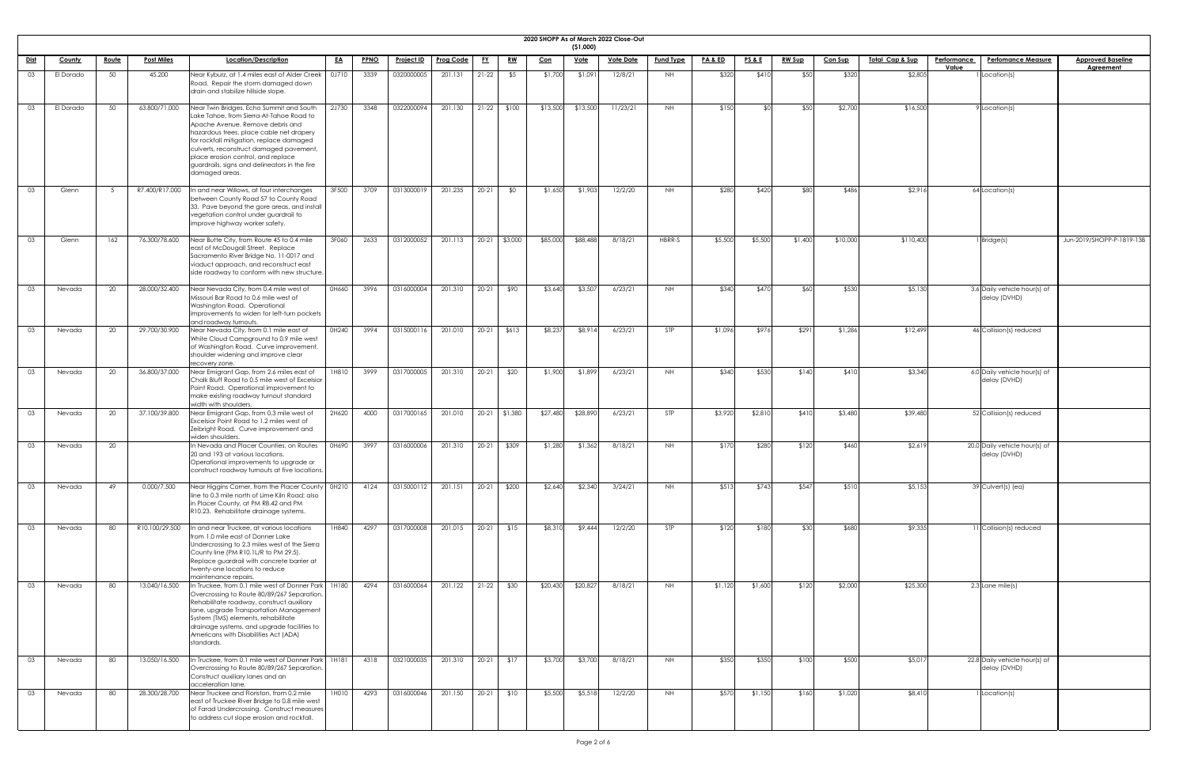# 2020 SHOPP As of March 2022 Close-Out

($1,000)

| Dist | County | Route | Post Miles | Location/Description | EA | PPNO | Project ID | Prog Code | FY | RW | Con | Vote | Vote Date | Fund Type | PA & ED | PS & E | RW Sup | Con Sup | Total Cap & Sup | Performance Value | Perfomance Measure | Approved Baseline Agreement |
|---|---|---|---|---|---|---|---|---|---|---|---|---|---|---|---|---|---|---|---|---|---|---|
| 03 | El Dorado | 50 | 45.200 | Near Kyburz, at 1.4 miles east of Alder Creek Road. Repair the storm damaged down drain and stabilize hillside slope. | 0J710 | 3339 | 0320000005 | 201.131 | 21-22 | $5 | $1,700 | $1,091 | 12/8/21 | NH | $320 | $410 | $50 | $320 | $2,805 | 1 | Location(s) | |
| 03 | El Dorado | 50 | 63.800/71.000 | Near Twin Bridges, Echo Summit and South Lake Tahoe, from Sierra-At-Tahoe Road to Apache Avenue. Remove debris and hazardous trees, place cable net drapery for rockfall mitigation, replace damaged culverts, reconstruct damaged pavement, place erosion control, and replace guardrails, signs and delineators in the fire damaged areas. | 2J730 | 3348 | 0322000094 | 201.130 | 21-22 | $100 | $13,500 | $13,500 | 11/23/21 | NH | $150 | $0 | $50 | $2,700 | $16,500 | 9 | Location(s) | |
| 03 | Glenn | 5 | R7.400/R17.000 | In and near Willows, at four interchanges between County Road 57 to County Road 33. Pave beyond the gore areas, and install vegetation control under guardrail to improve highway worker safety. | 3F500 | 3709 | 0313000019 | 201.235 | 20-21 | $0 | $1,650 | $1,903 | 12/2/20 | NH | $280 | $420 | $80 | $486 | $2,916 | 64 | Location(s) | |
| 03 | Glenn | 162 | 76.300/78.600 | Near Butte City, from Route 45 to 0.4 mile east of McDougall Street. Replace Sacramento River Bridge No. 11-0017 and viaduct approach, and reconstruct east side roadway to conform with new structure. | 3F060 | 2633 | 0312000052 | 201.113 | 20-21 | $3,000 | $85,000 | $88,488 | 8/18/21 | HBRR-S | $5,500 | $5,500 | $1,400 | $10,000 | $110,400 | 1 | Bridge(s) | Jun-2019/SHOPP-P-1819-13B |
| 03 | Nevada | 20 | 28.000/32.400 | Near Nevada City, from 0.4 mile west of Missouri Bar Road to 0.6 mile west of Washington Road. Operational improvements to widen for left-turn pockets and roadway turnouts. | 0H660 | 3996 | 0316000004 | 201.310 | 20-21 | $90 | $3,640 | $3,507 | 6/23/21 | NH | $340 | $470 | $60 | $530 | $5,130 | 3.6 | Daily vehicle hour(s) of delay (DVHD) | |
| 03 | Nevada | 20 | 29.700/30.900 | Near Nevada City, from 0.1 mile east of White Cloud Campground to 0.9 mile west of Washington Road. Curve improvement, shoulder widening and improve clear recovery zone. | 0H240 | 3994 | 0315000116 | 201.010 | 20-21 | $613 | $8,237 | $8,914 | 6/23/21 | STP | $1,096 | $976 | $291 | $1,286 | $12,499 | 46 | Collision(s) reduced | |
| 03 | Nevada | 20 | 36.800/37.000 | Near Emigrant Gap, from 2.6 miles east of Chalk Bluff Road to 0.5 mile west of Excelsior Point Road. Operational improvement to make existing roadway turnout standard width with shoulders. | 1H810 | 3999 | 0317000005 | 201.310 | 20-21 | $20 | $1,900 | $1,899 | 6/23/21 | NH | $340 | $530 | $140 | $410 | $3,340 | 6.0 | Daily vehicle hour(s) of delay (DVHD) | |
| 03 | Nevada | 20 | 37.100/39.800 | Near Emigrant Gap, from 0.3 mile west of Excelsior Point Road to 1.2 miles west of Zeibright Road. Curve improvement and widen shoulders. | 2H620 | 4000 | 0317000165 | 201.010 | 20-21 | $1,380 | $27,480 | $28,890 | 6/23/21 | STP | $3,920 | $2,810 | $410 | $3,480 | $39,480 | 52 | Collision(s) reduced | |
| 03 | Nevada | 20 | | In Nevada and Placer Counties, on Routes 20 and 193 at various locations. Operational improvements to upgrade or construct roadway turnouts at five locations. | 0H690 | 3997 | 0316000006 | 201.310 | 20-21 | $309 | $1,280 | $1,362 | 8/18/21 | NH | $170 | $280 | $120 | $460 | $2,619 | 20.0 | Daily vehicle hour(s) of delay (DVHD) | |
| 03 | Nevada | 49 | 0.000/7.500 | Near Higgins Corner, from the Placer County line to 0.3 mile north of Lime Kiln Road; also in Placer County, at PM R8.42 and PM R10.23. Rehabilitate drainage systems. | 0H210 | 4124 | 0315000112 | 201.151 | 20-21 | $200 | $2,640 | $2,340 | 3/24/21 | NH | $513 | $743 | $547 | $510 | $5,153 | 39 | Culvert(s) (ea) | |
| 03 | Nevada | 80 | R10.100/29.500 | In and near Truckee, at various locations from 1.0 mile east of Donner Lake Undercrossing to 2.3 miles west of the Sierra County line (PM R10.1L/R to PM 29.5). Replace guardrail with concrete barrier at twenty-one locations to reduce maintenance repairs. | 1H840 | 4297 | 0317000008 | 201.015 | 20-21 | $15 | $8,310 | $9,444 | 12/2/20 | STP | $120 | $180 | $30 | $680 | $9,335 | 11 | Collision(s) reduced | |
| 03 | Nevada | 80 | 13.040/16.500 | In Truckee, from 0.1 mile west of Donner Park Overcrossing to Route 80/89/267 Separation. Rehabilitate roadway, construct auxiliary lane, upgrade Transportation Management System (TMS) elements, rehabilitate drainage systems, and upgrade facilities to Americans with Disabilities Act (ADA) standards. | 1H180 | 4294 | 0316000064 | 201.122 | 21-22 | $30 | $20,430 | $20,827 | 8/18/21 | NH | $1,120 | $1,600 | $120 | $2,000 | $25,300 | 2.3 | Lane mile(s) | |
| 03 | Nevada | 80 | 13.050/16.500 | In Truckee, from 0.1 mile west of Donner Park Overcrossing to Route 80/89/267 Separation. Construct auxiliary lanes and an acceleration lane. | 1H181 | 4318 | 0321000035 | 201.310 | 20-21 | $17 | $3,700 | $3,700 | 8/18/21 | NH | $350 | $350 | $100 | $500 | $5,017 | 22.8 | Daily vehicle hour(s) of delay (DVHD) | |
| 03 | Nevada | 80 | 28.300/28.700 | Near Truckee and Floriston, from 0.2 mile east of Truckee River Bridge to 0.8 mile west of Farad Undercrossing. Construct measures to address cut slope erosion and rockfall. | 1H010 | 4293 | 0316000046 | 201.150 | 20-21 | $10 | $5,500 | $5,518 | 12/2/20 | NH | $570 | $1,150 | $160 | $1,020 | $8,410 | 1 | Location(s) | |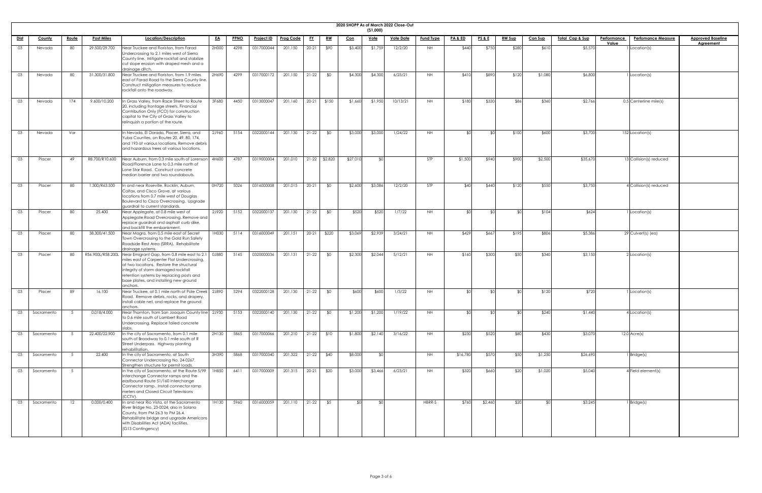## 2020 SHOPP As of March 2022 Close-Out
($1,000)

| Dist | County | Route | Post Miles | Location/Description | EA | PPNO | Project ID | Prog Code | FY | RW | Con | Vote | Vote Date | Fund Type | PA & ED | PS & E | RW Sup | Con Sup | Total Cap & Sup | Performance Value | Perfomance Measure | Approved Baseline Agreement |
|---|---|---|---|---|---|---|---|---|---|---|---|---|---|---|---|---|---|---|---|---|---|---|
| 03 | Nevada | 80 | 29.500/29.700 | Near Truckee and Floriston, from Farad Undercrossing to 2.1 miles west of Sierra County line. Mitigate rockfall and stabilize cut slope erosion with draped mesh and a drainage ditch. | 2H000 | 4298 | 0317000044 | 201.150 | 20-21 | $90 | $3,400 | $1,759 | 12/2/20 | NH | $440 | $750 | $280 | $610 | $5,570 | 1 | Location(s) | |
| 03 | Nevada | 80 | 31.300/31.800 | Near Truckee and Floriston, from 1.9 miles east of Farad Road to the Sierra County line. Construct mitigation measures to reduce rockfall onto the roadway. | 2H690 | 4299 | 0317000172 | 201.150 | 21-22 | $0 | $4,300 | $4,300 | 6/23/21 | NH | $410 | $890 | $120 | $1,080 | $6,800 | 1 | Location(s) | |
| 03 | Nevada | 174 | 9.600/10.200 | In Grass Valley, from Race Street to Route 20, including frontage streets. Financial Contribution Only (FCO) for construction capital to the City of Grass Valley to relinquish a portion of the route. | 3F680 | 4450 | 0313000047 | 201.160 | 20-21 | $150 | $1,660 | $1,950 | 10/13/21 | NH | $180 | $330 | $86 | $360 | $2,766 | 0.5 | Centerline mile(s) | |
| 03 | Nevada | Var | | In Nevada, El Dorado, Placer, Sierra, and Yuba Counties, on Routes 20, 49, 80, 174, and 193 at various locations. Remove debris and hazardous trees at various locations. | 2J960 | 5154 | 0322000144 | 201.130 | 21-22 | $0 | $3,000 | $3,000 | 1/24/22 | NH | $0 | $0 | $100 | $600 | $3,700 | 152 | Location(s) | |
| 03 | Placer | 49 | R8.700/R10.600 | Near Auburn, from 0.3 mile south of Lorenson Road/Florence Lane to 0.3 mile north of Lone Star Road. Construct concrete median barrier and two roundabouts. | 4H600 | 4787 | 0319000004 | 201.010 | 21-22 | $2,820 | $27,010 | $0 | | STP | $1,500 | $940 | $900 | $2,500 | $35,670 | 13 | Collision(s) reduced | |
| 03 | Placer | 80 | 1.300/R63.500 | In and near Roseville, Rocklin, Auburn, Colfax, and Cisco Grove, at various locations from 0.7 mile west of Douglas Boulevard to Cisco Overcrossing. Upgrade guardrail to current standards. | 0H720 | 5026 | 0316000008 | 201.015 | 20-21 | $0 | $2,600 | $3,086 | 12/2/20 | STP | $40 | $440 | $120 | $550 | $3,750 | 4 | Collision(s) reduced | |
| 03 | Placer | 80 | 25.400 | Near Applegate, at 0.8 mile west of Applegate Road Overcrossing. Remove and replace guardrail and asphalt curb dike, and backfill the embankment. | 2J920 | 5152 | 0322000137 | 201.130 | 21-22 | $0 | $520 | $520 | 1/7/22 | NH | $0 | $0 | $0 | $104 | $624 | 1 | Location(s) | |
| 03 | Placer | 80 | 38.300/41.500 | Near Magra, from 0.5 mile east of Secret Town Overcrossing to the Gold Run Safety Roadside Rest Area (SRRA). Rehabilitate drainage systems. | 1H030 | 5114 | 0316000049 | 201.151 | 20-21 | $220 | $3,069 | $2,939 | 3/24/21 | NH | $429 | $667 | $195 | $806 | $5,386 | 29 | Culvert(s) (ea) | |
| 03 | Placer | 80 | R56.900L/R58.200L | Near Emigrant Gap, from 0.8 mile east to 2.1 miles east of Carpenter Flat Undercrossing, at two locations. Restore the structural integrity of storm damaged rockfall retention systems by replacing posts and base plates, and installing new ground anchors. | 0J880 | 5145 | 0320000036 | 201.131 | 21-22 | $0 | $2,300 | $2,044 | 5/12/21 | NH | $160 | $300 | $50 | $340 | $3,150 | 2 | Location(s) | |
| 03 | Placer | 89 | 16.100 | Near Truckee, at 0.1 mile north of Pole Creek Road. Remove debris, rocks, and drapery, install cable net, and replace the ground anchors. | 2J890 | 5294 | 0322000128 | 201.130 | 21-22 | $0 | $600 | $600 | 1/3/22 | NH | $0 | $0 | $0 | $120 | $720 | 1 | Location(s) | |
| 03 | Sacramento | 5 | 0.018/4.000 | Near Thornton, from San Joaquin County line to 0.6 mile south of Lambert Road Undercrossing. Replace failed concrete slabs. | 2J930 | 5153 | 0322000140 | 201.130 | 21-22 | $0 | $1,200 | $1,200 | 1/19/22 | NH | $0 | $0 | $0 | $240 | $1,440 | 4 | Location(s) | |
| 03 | Sacramento | 5 | 22.400/22.900 | In the city of Sacramento, from 0.1 mile south of Broadway to 0.1 mile south of R Street Underpass. Highway planting rehabilitation. | 2H130 | 5865 | 0317000066 | 201.210 | 21-22 | $10 | $1,800 | $2,140 | 3/16/22 | NH | $230 | $520 | $80 | $430 | $3,070 | 12.0 | Acre(s) | |
| 03 | Sacramento | 5 | 22.400 | In the city of Sacramento, at South Connector Undercrossing No. 24-0267. Strengthen structure for permit loads. | 3H390 | 5868 | 0317000340 | 201.322 | 21-22 | $40 | $8,000 | $0 | | NH | $16,780 | $570 | $50 | $1,250 | $26,690 | 1 | Bridge(s) | |
| 03 | Sacramento | 5 | | In the city of Sacramento, at the Route 5/99 Interchange Connector ramps and the eastbound Route 51/160 Interchange Connector ramp. Install connector ramp meters and Closed Circuit Televisions (CCTV). | 1H850 | 6411 | 0317000009 | 201.315 | 20-21 | $20 | $3,000 | $3,466 | 6/23/21 | NH | $320 | $660 | $20 | $1,020 | $5,040 | 4 | Field element(s) | |
| 03 | Sacramento | 12 | 0.000/0.400 | In and near Rio Vista, at the Sacramento River Bridge No. 23-0024; also in Solano County, from PM 26.3 to PM 26.4. Rehabilitate bridge and upgrade Americans with Disabilities Act (ADA) facilities. (G13 Contingency) | 1H130 | 5960 | 0316000059 | 201.110 | 21-22 | $5 | $0 | $0 | | HBRR-S | $760 | $2,460 | $20 | $0 | $3,245 | 1 | Bridge(s) | |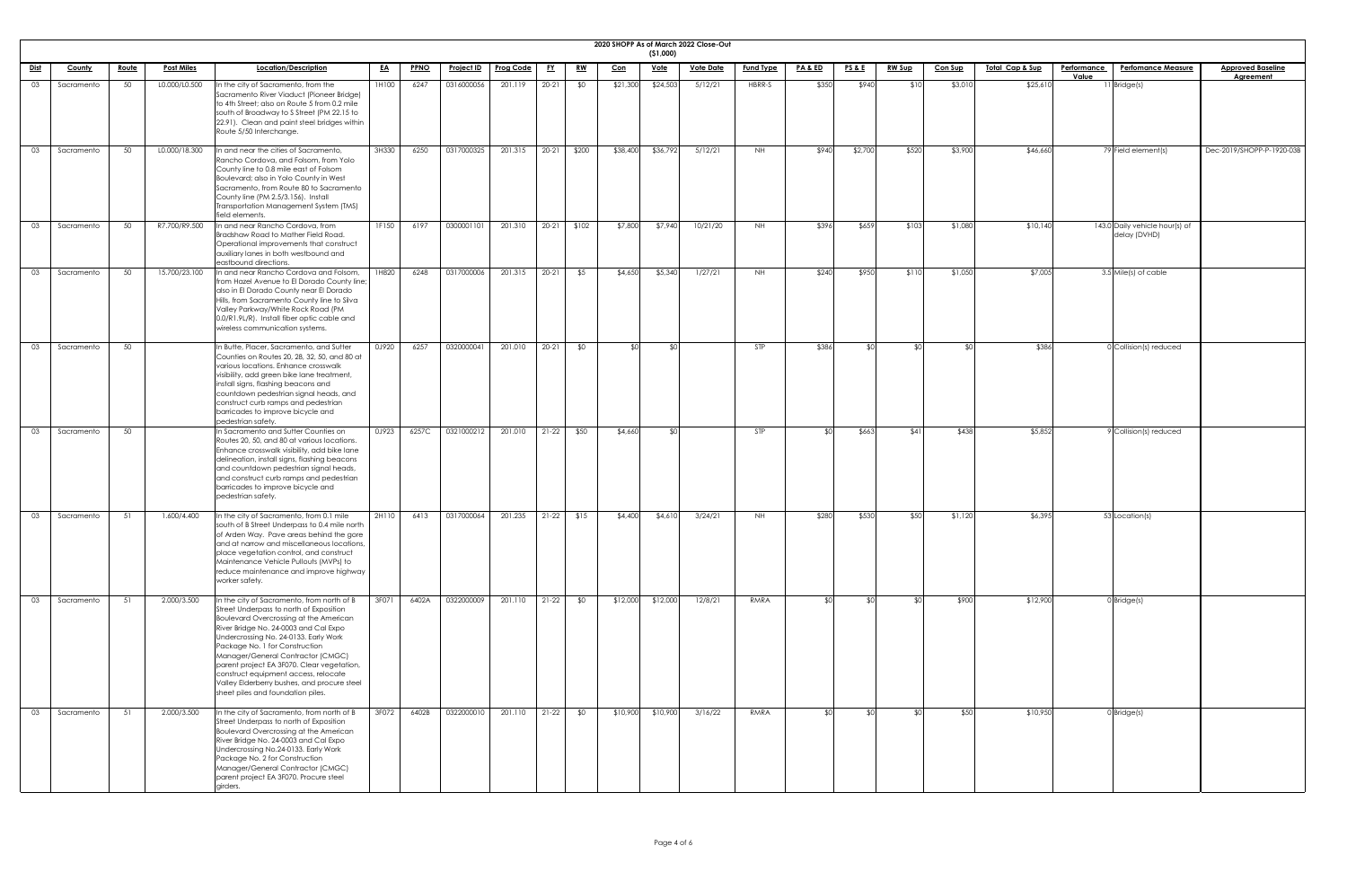# 2020 SHOPP As of March 2022 Close-Out

($1,000)

| Dist | County | Route | Post Miles | Location/Description | EA | PPNO | Project ID | Prog Code | FY | RW | Con | Vote | Vote Date | Fund Type | PA & ED | PS & E | RW Sup | Con Sup | Total Cap & Sup | Performance Value | Perfomance Measure | Approved Baseline Agreement |
|---|---|---|---|---|---|---|---|---|---|---|---|---|---|---|---|---|---|---|---|---|---|---|
| 03 | Sacramento | 50 | L0.000/L0.500 | In the city of Sacramento, from the Sacramento River Viaduct (Pioneer Bridge) to 4th Street; also on Route 5 from 0.2 mile south of Broadway to S Street (PM 22.15 to 22.91). Clean and paint steel bridges within Route 5/50 Interchange. | 1H100 | 6247 | 0316000056 | 201.119 | 20-21 | $0 | $21,300 | $24,503 | 5/12/21 | HBRR-S | $350 | $940 | $10 | $3,010 | $25,610 | 11 | Bridge(s) | |
| 03 | Sacramento | 50 | L0.000/18.300 | In and near the cities of Sacramento, Rancho Cordova, and Folsom, from Yolo County line to 0.8 mile east of Folsom Boulevard; also in Yolo County in West Sacramento, from Route 80 to Sacramento County line (PM 2.5/3.156). Install Transportation Management System (TMS) field elements. | 3H330 | 6250 | 0317000325 | 201.315 | 20-21 | $200 | $38,400 | $36,792 | 5/12/21 | NH | $940 | $2,700 | $520 | $3,900 | $46,660 | 79 | Field element(s) | Dec-2019/SHOPP-P-1920-03B |
| 03 | Sacramento | 50 | R7.700/R9.500 | In and near Rancho Cordova, from Bradshaw Road to Mather Field Road. Operational improvements that construct auxiliary lanes in both westbound and eastbound directions. | 1F150 | 6197 | 0300001101 | 201.310 | 20-21 | $102 | $7,800 | $7,940 | 10/21/20 | NH | $396 | $659 | $103 | $1,080 | $10,140 | 143.0 | Daily vehicle hour(s) of delay (DVHD) | |
| 03 | Sacramento | 50 | 15.700/23.100 | In and near Rancho Cordova and Folsom, from Hazel Avenue to El Dorado County line; also in El Dorado County near El Dorado Hills, from Sacramento County line to Silva Valley Parkway/White Rock Road (PM 0.0/R1.9L/R). Install fiber optic cable and wireless communication systems. | 1H820 | 6248 | 0317000006 | 201.315 | 20-21 | $5 | $4,650 | $5,340 | 1/27/21 | NH | $240 | $950 | $110 | $1,050 | $7,005 | 3.5 | Mile(s) of cable | |
| 03 | Sacramento | 50 | | In Butte, Placer, Sacramento, and Sutter Counties on Routes 20, 28, 32, 50, and 80 at various locations. Enhance crosswalk visibility, add green bike lane treatment, install signs, flashing beacons and countdown pedestrian signal heads, and construct curb ramps and pedestrian barricades to improve bicycle and pedestrian safety. | 0J920 | 6257 | 0320000041 | 201.010 | 20-21 | $0 | $0 | $0 | | STP | $386 | $0 | $0 | $0 | $386 | 0 | Collision(s) reduced | |
| 03 | Sacramento | 50 | | In Sacramento and Sutter Counties on Routes 20, 50, and 80 at various locations. Enhance crosswalk visibility, add bike lane delineation, install signs, flashing beacons and countdown pedestrian signal heads, and construct curb ramps and pedestrian barricades to improve bicycle and pedestrian safety. | 0J923 | 6257C | 0321000212 | 201.010 | 21-22 | $50 | $4,660 | $0 | | STP | $0 | $663 | $41 | $438 | $5,852 | 9 | Collision(s) reduced | |
| 03 | Sacramento | 51 | 1.600/4.400 | In the city of Sacramento, from 0.1 mile south of B Street Underpass to 0.4 mile north of Arden Way. Pave areas behind the gore and at narrow and miscellaneous locations, place vegetation control, and construct Maintenance Vehicle Pullouts (MVPs) to reduce maintenance and improve highway worker safety. | 2H110 | 6413 | 0317000064 | 201.235 | 21-22 | $15 | $4,400 | $4,610 | 3/24/21 | NH | $280 | $530 | $50 | $1,120 | $6,395 | 53 | Location(s) | |
| 03 | Sacramento | 51 | 2.000/3.500 | In the city of Sacramento, from north of B Street Underpass to north of Exposition Boulevard Overcrossing at the American River Bridge No. 24-0003 and Cal Expo Undercrossing No. 24-0133. Early Work Package No. 1 for Construction Manager/General Contractor (CMGC) parent project EA 3F070. Clear vegetation, construct equipment access, relocate Valley Elderberry bushes, and procure steel sheet piles and foundation piles. | 3F071 | 6402A | 0322000009 | 201.110 | 21-22 | $0 | $12,000 | $12,000 | 12/8/21 | RMRA | $0 | $0 | $0 | $900 | $12,900 | 0 | Bridge(s) | |
| 03 | Sacramento | 51 | 2.000/3.500 | In the city of Sacramento, from north of B Street Underpass to north of Exposition Boulevard Overcrossing at the American River Bridge No. 24-0003 and Cal Expo Undercrossing No.24-0133. Early Work Package No. 2 for Construction Manager/General Contractor (CMGC) parent project EA 3F070. Procure steel girders. | 3F072 | 6402B | 0322000010 | 201.110 | 21-22 | $0 | $10,900 | $10,900 | 3/16/22 | RMRA | $0 | $0 | $0 | $50 | $10,950 | 0 | Bridge(s) | |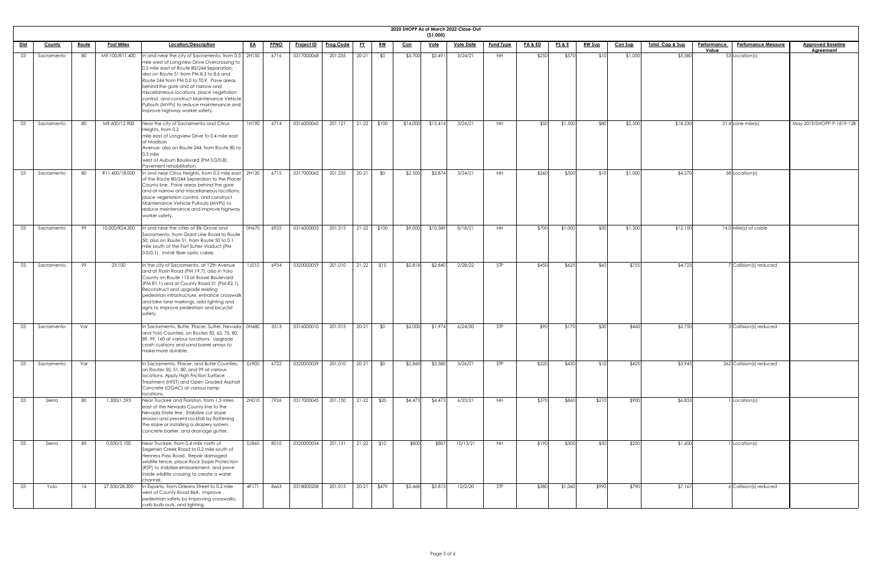## 2020 SHOPP As of March 2022 Close-Out

($1,000)

| Dist | County | Route | Post Miles | Location/Description | EA | PPNO | Project ID | Prog Code | FY | RW | Con | Vote | Vote Date | Fund Type | PA & ED | PS & E | RW Sup | Con Sup | Total Cap & Sup | Performance Value | Perfomance Measure | Approved Baseline Agreement |
|---|---|---|---|---|---|---|---|---|---|---|---|---|---|---|---|---|---|---|---|---|---|---|
| 03 | Sacramento | 80 | M9.100/R11.400 | In and near the city of Sacramento, from 0.3 mile west of Longview Drive Overcrossing to 0.3 mile east of Route 80/244 Separation; also on Route 51 from PM 8.3 to 8.6 and Route 244 from PM 0.0 to T0.9. Pave areas behind the gore and at narrow and miscellaneous locations, place vegetation control, and construct Maintenance Vehicle Pullouts (MVPs) to reduce maintenance and improve highway worker safety. | 2H150 | 6716 | 0317000068 | 201.235 | 20-21 | $0 | $3,700 | $3,491 | 3/24/21 | NH | $250 | $570 | $10 | $1,050 | $5,580 | 53 | Location(s) | |
| 03 | Sacramento | 80 | M9.600/12.900 | Near the city of Sacramento and Citrus Heights, from 0.2 mile east of Longview Drive to 0.4 mile east of Madison Avenue; also on Route 244, from Route 80 to 0.3 mile west of Auburn Boulevard (PM 0.0/0.8). Pavement rehabilitation. | 1H190 | 6714 | 0316000065 | 201.121 | 21-22 | $100 | $14,000 | $15,414 | 3/24/21 | NH | $50 | $1,500 | $80 | $2,500 | $18,230 | 31.4 | Lane mile(s) | May-2019/SHOPP-P-1819-12B |
| 03 | Sacramento | 80 | R11.400/18.000 | In and near Citrus Heights, from 0.3 mile east of the Route 80/244 Separation to the Placer County line. Pave areas behind the gore and at narrow and miscellaneous locations, place vegetation control, and construct Maintenance Vehicle Pullouts (MVPs) to reduce maintenance and improve highway worker safety. | 2H120 | 6715 | 0317000065 | 201.235 | 20-21 | $0 | $2,500 | $2,874 | 3/24/21 | NH | $260 | $500 | $10 | $1,000 | $4,270 | 58 | Location(s) | |
| 03 | Sacramento | 99 | 10.000/R24.300 | In and near the cities of Elk Grove and Sacramento, from Grant Line Road to Route 50; also on Route 51, from Route 50 to 0.1 mile south of the Fort Sutter Viaduct (PM 0.0/0.1). Install fiber optic cable. | 0H670 | 6925 | 0316000005 | 201.315 | 21-22 | $100 | $9,000 | $10,589 | 8/18/21 | NH | $700 | $1,000 | $50 | $1,300 | $12,150 | 14.0 | Mile(s) of cable | |
| 03 | Sacramento | 99 | 23.100 | In the city of Sacramento, at 12th Avenue and at Florin Road (PM 19.7); also in Yolo County on Route 113 at Russel Boulevard (PM R1.1) and at County Road 31 (PM R2.1). Reconstruct and upgrade existing pedestrian infrastructure, enhance crosswalk and bike lane markings, add lighting and signs to improve pedestrian and bicyclist safety. | 1J010 | 6934 | 0320000059 | 201.010 | 21-22 | $15 | $2,818 | $2,840 | 2/28/22 | STP | $450 | $625 | $60 | $755 | $4,723 | 7 | Collision(s) reduced | |
| 03 | Sacramento | Var | | In Sacramento, Butte, Placer, Sutter, Nevada and Yolo Counties, on Routes 50, 65, 70, 80, 89, 99, 160 at various locations. Upgrade crash cushions and sand barrel arrays to make more durable. | 0H680 | 3313 | 0316000010 | 201.015 | 20-21 | $0 | $2,000 | $1,974 | 6/24/20 | STP | $90 | $170 | $30 | $460 | $2,750 | 3 | Collision(s) reduced | |
| 03 | Sacramento | Var | | In Sacramento, Placer, and Butte Counties, on Routes 50, 51, 80, and 99 at various locations. Apply High Friction Surface Treatment (HFST) and Open Graded Asphalt Concrete (OGAC) at various ramp locations. | 0J900 | 6722 | 0320000039 | 201.010 | 20-21 | $0 | $2,860 | $3,380 | 3/26/21 | STP | $220 | $430 | $10 | $425 | $3,945 | 262 | Collision(s) reduced | |
| 03 | Sierra | 80 | 1.300/1.593 | Near Truckee and Floriston, from 1.3 miles east of the Nevada County line to the Nevada State line. Stabilize cut slope erosion and prevent rockfall by flattening the slope or installing a drapery system, concrete barrier, and drainage gutter. | 2H010 | 7926 | 0317000045 | 201.150 | 21-22 | $20 | $4,473 | $4,473 | 6/23/21 | NH | $370 | $860 | $210 | $900 | $6,833 | 1 | Location(s) | |
| 03 | Sierra | 89 | 0.500/5.100 | Near Truckee, from 0.4 mile north of Sagehen Creek Road to 0.2 mile south of Henness Pass Road. Repair damaged wildlife fence, place Rock Slope Protection (RSP) to stabilize embankment, and pave inside wildlife crossing to create a water channel. | 0J860 | 8010 | 0320000034 | 201.131 | 21-22 | $10 | $800 | $807 | 10/13/21 | NH | $190 | $300 | $50 | $250 | $1,600 | 1 | Location(s) | |
| 03 | Yolo | 16 | 27.500/28.300 | In Esparto, from Orleans Street to 0.2 mile west of County Road 86A. Improve pedestrian safety by improving crosswalks, curb bulb-outs, and lighting. | 4F171 | 8663 | 0318000208 | 201.015 | 20-21 | $479 | $3,468 | $3,813 | 12/2/20 | STP | $380 | $1,060 | $990 | $790 | $7,167 | 6 | Collision(s) reduced | |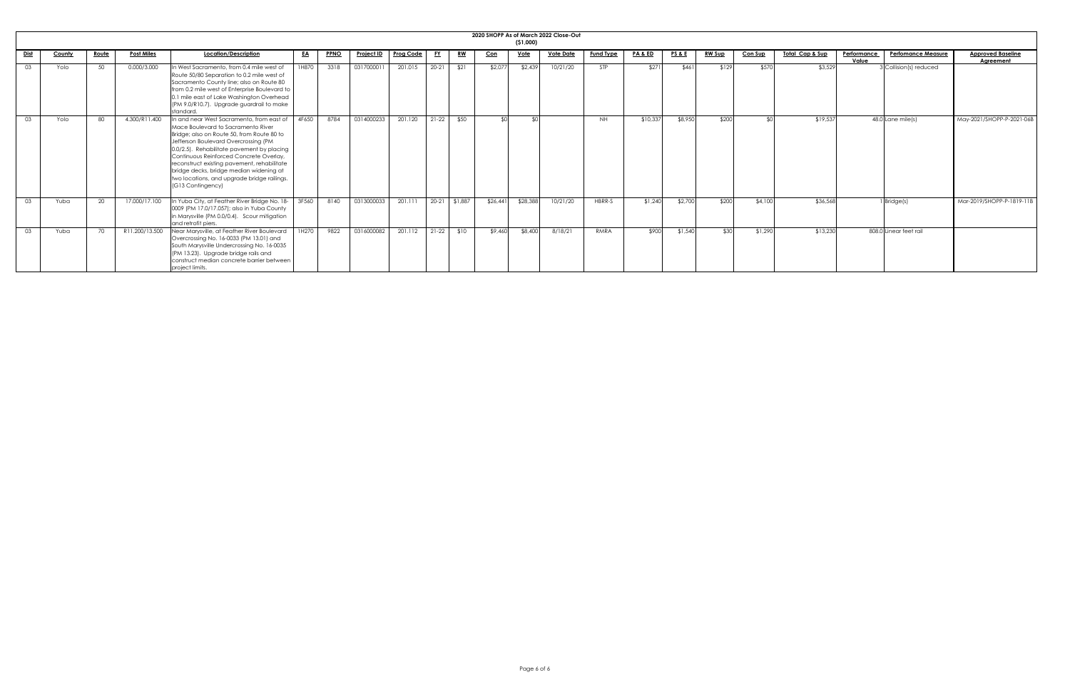## 2020 SHOPP As of March 2022 Close-Out

($1,000)

| Dist | County | Route | Post Miles | Location/Description | EA | PPNO | Project ID | Prog Code | FY | RW | Con | Vote | Vote Date | Fund Type | PA & ED | PS & E | RW Sup | Con Sup | Total Cap & Sup | Performance Value | Perfomance Measure | Approved Baseline Agreement |
|---|---|---|---|---|---|---|---|---|---|---|---|---|---|---|---|---|---|---|---|---|---|---|
| 03 | Yolo | 50 | 0.000/3.000 | In West Sacramento, from 0.4 mile west of Route 50/80 Separation to 0.2 mile west of Sacramento County line; also on Route 80 from 0.2 mile west of Enterprise Boulevard to 0.1 mile east of Lake Washington Overhead (PM 9.0/R10.7). Upgrade guardrail to make standard. | 1H870 | 3318 | 0317000011 | 201.015 | 20-21 | $21 | $2,077 | $2,439 | 10/21/20 | STP | $271 | $461 | $129 | $570 | $3,529 | 3 | Collision(s) reduced | |
| 03 | Yolo | 80 | 4.300/R11.400 | In and near West Sacramento, from east of Mace Boulevard to Sacramento River Bridge; also on Route 50, from Route 80 to Jefferson Boulevard Overcrossing (PM 0.0/2.5). Rehabilitate pavement by placing Continuous Reinforced Concrete Overlay, reconstruct existing pavement, rehabilitate bridge decks, bridge median widening at two locations, and upgrade bridge railings. (G13 Contingency) | 4F650 | 8784 | 0314000233 | 201.120 | 21-22 | $50 | $0 | $0 | | NH | $10,337 | $8,950 | $200 | $0 | $19,537 | 48.0 | Lane mile(s) | May-2021/SHOPP-P-2021-06B |
| 03 | Yuba | 20 | 17.000/17.100 | In Yuba City, at Feather River Bridge No. 18-0009 (PM 17.0/17.057); also in Yuba County in Marysville (PM 0.0/0.4). Scour mitigation and retrofit piers. | 3F560 | 8140 | 0313000033 | 201.111 | 20-21 | $1,887 | $26,441 | $28,388 | 10/21/20 | HBRR-S | $1,240 | $2,700 | $200 | $4,100 | $36,568 | 1 | Bridge(s) | Mar-2019/SHOPP-P-1819-11B |
| 03 | Yuba | 70 | R11.200/13.500 | Near Marysville, at Feather River Boulevard Overcrossing No. 16-0033 (PM 13.01) and South Marysville Undercrossing No. 16-0035 (PM 13.23). Upgrade bridge rails and construct median concrete barrier between project limits. | 1H270 | 9822 | 0316000082 | 201.112 | 21-22 | $10 | $9,460 | $8,400 | 8/18/21 | RMRA | $900 | $1,540 | $30 | $1,290 | $13,230 | 808.0 | Linear feet rail | |